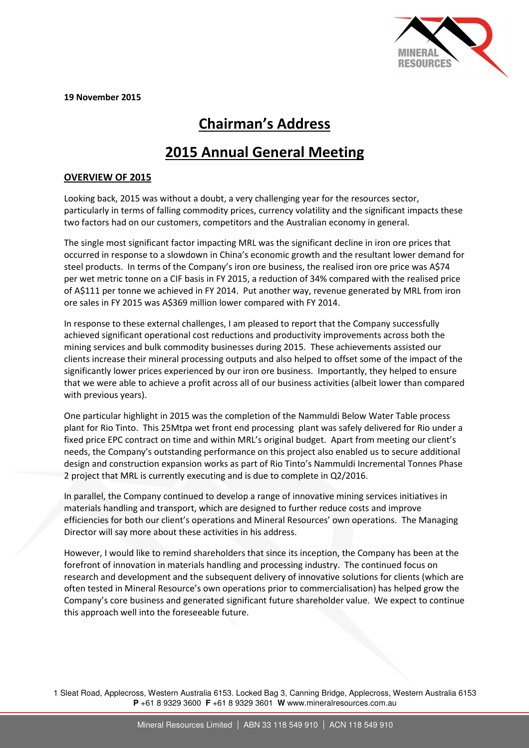19 November 2015

# Chairman's Address

# 2015 Annual General Meeting

## OVERVIEW OF 2015

Looking back, 2015 was without a doubt, a very challenging year for the resources sector, particularly in terms of falling commodity prices, currency volatility and the significant impacts these two factors had on our customers, competitors and the Australian economy in general.

The single most significant factor impacting MRL was the significant decline in iron ore prices that occurred in response to a slowdown in China's economic growth and the resultant lower demand for steel products. In terms of the Company's iron ore business, the realised iron ore price was A$74 per wet metric tonne on a CIF basis in FY 2015, a reduction of 34% compared with the realised price of A$111 per tonne we achieved in FY 2014. Put another way, revenue generated by MRL from iron ore sales in FY 2015 was A$369 million lower compared with FY 2014.

In response to these external challenges, I am pleased to report that the Company successfully achieved significant operational cost reductions and productivity improvements across both the mining services and bulk commodity businesses during 2015. These achievements assisted our clients increase their mineral processing outputs and also helped to offset some of the impact of the significantly lower prices experienced by our iron ore business. Importantly, they helped to ensure that we were able to achieve a profit across all of our business activities (albeit lower than compared with previous years).

One particular highlight in 2015 was the completion of the Nammuldi Below Water Table process plant for Rio Tinto. This 25Mtpa wet front end processing plant was safely delivered for Rio under a fixed price EPC contract on time and within MRL's original budget. Apart from meeting our client's needs, the Company's outstanding performance on this project also enabled us to secure additional design and construction expansion works as part of Rio Tinto's Nammuldi Incremental Tonnes Phase 2 project that MRL is currently executing and is due to complete in Q2/2016.

In parallel, the Company continued to develop a range of innovative mining services initiatives in materials handling and transport, which are designed to further reduce costs and improve efficiencies for both our client's operations and Mineral Resources' own operations. The Managing Director will say more about these activities in his address.

However, I would like to remind shareholders that since its inception, the Company has been at the forefront of innovation in materials handling and processing industry. The continued focus on research and development and the subsequent delivery of innovative solutions for clients (which are often tested in Mineral Resource's own operations prior to commercialisation) has helped grow the Company's core business and generated significant future shareholder value. We expect to continue this approach well into the foreseeable future.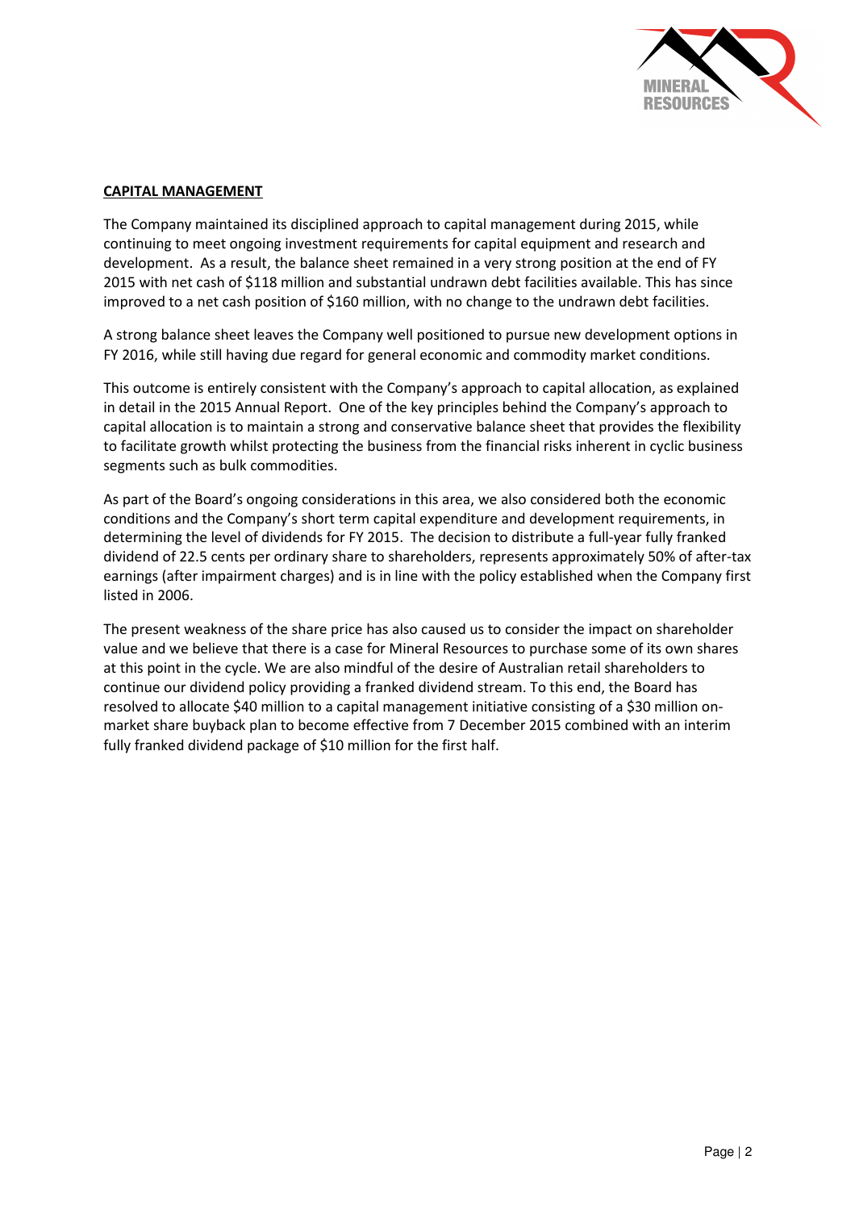## CAPITAL MANAGEMENT

The Company maintained its disciplined approach to capital management during 2015, while continuing to meet ongoing investment requirements for capital equipment and research and development. As a result, the balance sheet remained in a very strong position at the end of FY 2015 with net cash of $118 million and substantial undrawn debt facilities available. This has since improved to a net cash position of $160 million, with no change to the undrawn debt facilities.

A strong balance sheet leaves the Company well positioned to pursue new development options in FY 2016, while still having due regard for general economic and commodity market conditions.

This outcome is entirely consistent with the Company's approach to capital allocation, as explained in detail in the 2015 Annual Report. One of the key principles behind the Company's approach to capital allocation is to maintain a strong and conservative balance sheet that provides the flexibility to facilitate growth whilst protecting the business from the financial risks inherent in cyclic business segments such as bulk commodities.

As part of the Board's ongoing considerations in this area, we also considered both the economic conditions and the Company's short term capital expenditure and development requirements, in determining the level of dividends for FY 2015. The decision to distribute a full-year fully franked dividend of 22.5 cents per ordinary share to shareholders, represents approximately 50% of after-tax earnings (after impairment charges) and is in line with the policy established when the Company first listed in 2006.

The present weakness of the share price has also caused us to consider the impact on shareholder value and we believe that there is a case for Mineral Resources to purchase some of its own shares at this point in the cycle. We are also mindful of the desire of Australian retail shareholders to continue our dividend policy providing a franked dividend stream. To this end, the Board has resolved to allocate $40 million to a capital management initiative consisting of a $30 million on-market share buyback plan to become effective from 7 December 2015 combined with an interim fully franked dividend package of $10 million for the first half.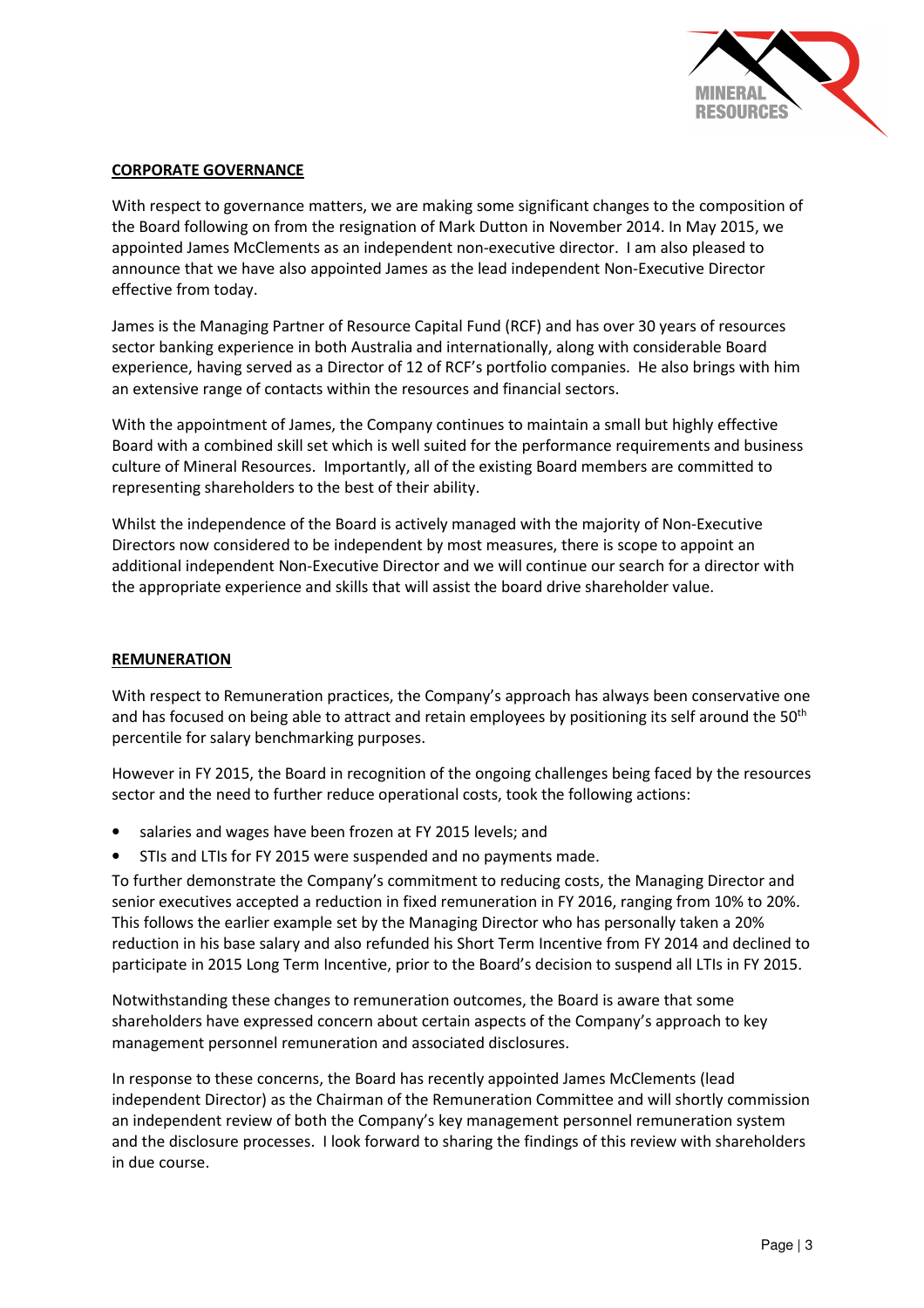## CORPORATE GOVERNANCE

With respect to governance matters, we are making some significant changes to the composition of the Board following on from the resignation of Mark Dutton in November 2014. In May 2015, we appointed James McClements as an independent non-executive director. I am also pleased to announce that we have also appointed James as the lead independent Non-Executive Director effective from today.

James is the Managing Partner of Resource Capital Fund (RCF) and has over 30 years of resources sector banking experience in both Australia and internationally, along with considerable Board experience, having served as a Director of 12 of RCF's portfolio companies. He also brings with him an extensive range of contacts within the resources and financial sectors.

With the appointment of James, the Company continues to maintain a small but highly effective Board with a combined skill set which is well suited for the performance requirements and business culture of Mineral Resources. Importantly, all of the existing Board members are committed to representing shareholders to the best of their ability.

Whilst the independence of the Board is actively managed with the majority of Non-Executive Directors now considered to be independent by most measures, there is scope to appoint an additional independent Non-Executive Director and we will continue our search for a director with the appropriate experience and skills that will assist the board drive shareholder value.

## REMUNERATION

With respect to Remuneration practices, the Company's approach has always been conservative one and has focused on being able to attract and retain employees by positioning its self around the 50th percentile for salary benchmarking purposes.

However in FY 2015, the Board in recognition of the ongoing challenges being faced by the resources sector and the need to further reduce operational costs, took the following actions:

- salaries and wages have been frozen at FY 2015 levels; and
- STIs and LTIs for FY 2015 were suspended and no payments made.

To further demonstrate the Company's commitment to reducing costs, the Managing Director and senior executives accepted a reduction in fixed remuneration in FY 2016, ranging from 10% to 20%. This follows the earlier example set by the Managing Director who has personally taken a 20% reduction in his base salary and also refunded his Short Term Incentive from FY 2014 and declined to participate in 2015 Long Term Incentive, prior to the Board's decision to suspend all LTIs in FY 2015.

Notwithstanding these changes to remuneration outcomes, the Board is aware that some shareholders have expressed concern about certain aspects of the Company's approach to key management personnel remuneration and associated disclosures.

In response to these concerns, the Board has recently appointed James McClements (lead independent Director) as the Chairman of the Remuneration Committee and will shortly commission an independent review of both the Company's key management personnel remuneration system and the disclosure processes. I look forward to sharing the findings of this review with shareholders in due course.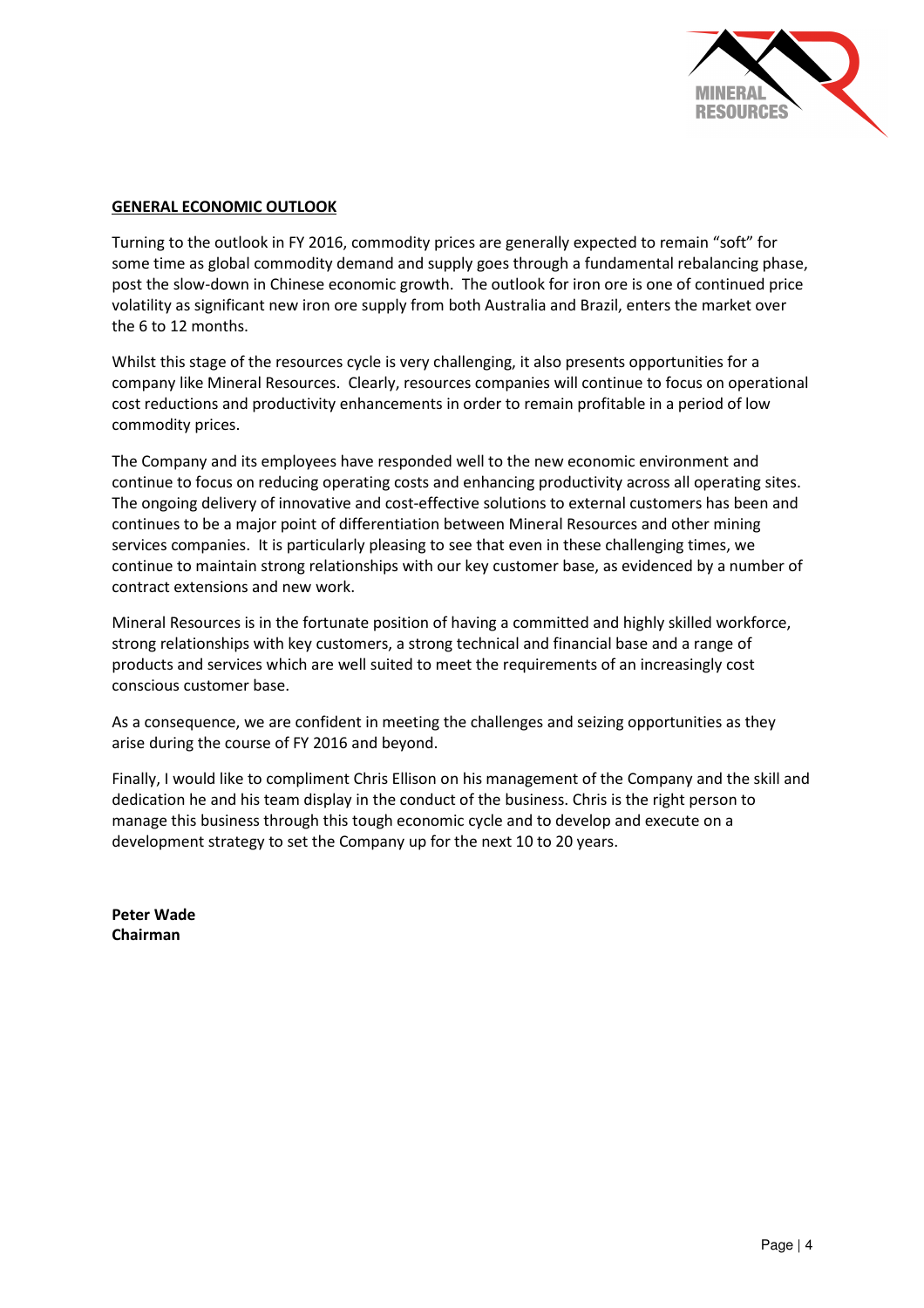**GENERAL ECONOMIC OUTLOOK**

Turning to the outlook in FY 2016, commodity prices are generally expected to remain "soft" for some time as global commodity demand and supply goes through a fundamental rebalancing phase, post the slow-down in Chinese economic growth. The outlook for iron ore is one of continued price volatility as significant new iron ore supply from both Australia and Brazil, enters the market over the 6 to 12 months.

Whilst this stage of the resources cycle is very challenging, it also presents opportunities for a company like Mineral Resources. Clearly, resources companies will continue to focus on operational cost reductions and productivity enhancements in order to remain profitable in a period of low commodity prices.

The Company and its employees have responded well to the new economic environment and continue to focus on reducing operating costs and enhancing productivity across all operating sites. The ongoing delivery of innovative and cost-effective solutions to external customers has been and continues to be a major point of differentiation between Mineral Resources and other mining services companies. It is particularly pleasing to see that even in these challenging times, we continue to maintain strong relationships with our key customer base, as evidenced by a number of contract extensions and new work.

Mineral Resources is in the fortunate position of having a committed and highly skilled workforce, strong relationships with key customers, a strong technical and financial base and a range of products and services which are well suited to meet the requirements of an increasingly cost conscious customer base.

As a consequence, we are confident in meeting the challenges and seizing opportunities as they arise during the course of FY 2016 and beyond.

Finally, I would like to compliment Chris Ellison on his management of the Company and the skill and dedication he and his team display in the conduct of the business. Chris is the right person to manage this business through this tough economic cycle and to develop and execute on a development strategy to set the Company up for the next 10 to 20 years.

**Peter Wade**
**Chairman**